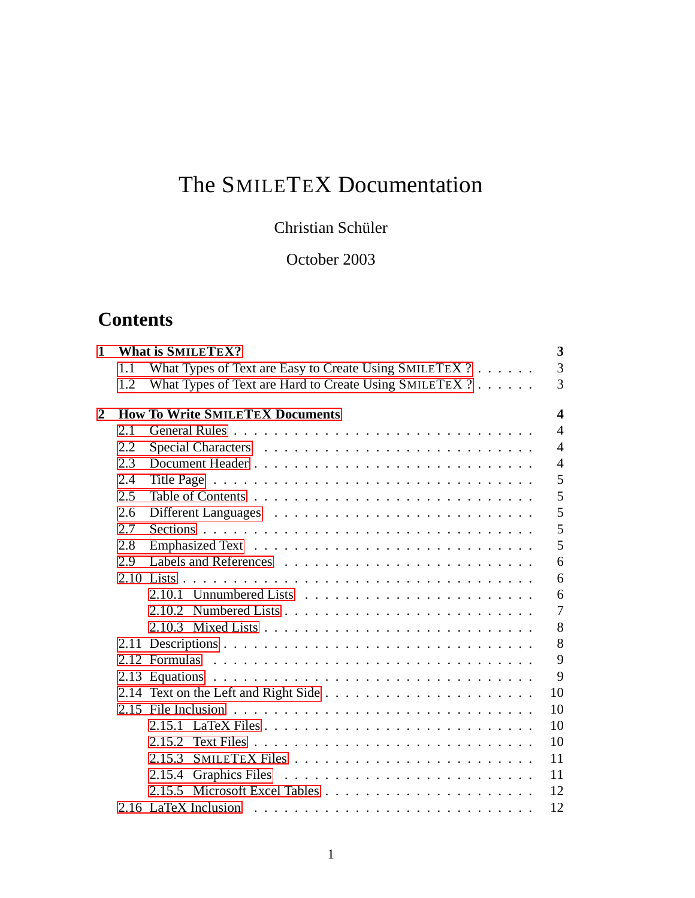# The SMILETEX Documentation

Christian Schüler

October 2003

## Contents

- **1 What is SMILETEX?** — 3
  - 1.1 What Types of Text are Easy to Create Using SMILETEX ? — 3
  - 1.2 What Types of Text are Hard to Create Using SMILETEX ? — 3
- **2 How To Write SMILETEX Documents** — 4
  - 2.1 General Rules — 4
  - 2.2 Special Characters — 4
  - 2.3 Document Header — 4
  - 2.4 Title Page — 5
  - 2.5 Table of Contents — 5
  - 2.6 Different Languages — 5
  - 2.7 Sections — 5
  - 2.8 Emphasized Text — 5
  - 2.9 Labels and References — 6
  - 2.10 Lists — 6
    - 2.10.1 Unnumbered Lists — 6
    - 2.10.2 Numbered Lists — 7
    - 2.10.3 Mixed Lists — 8
  - 2.11 Descriptions — 8
  - 2.12 Formulas — 9
  - 2.13 Equations — 9
  - 2.14 Text on the Left and Right Side — 10
  - 2.15 File Inclusion — 10
    - 2.15.1 LaTeX Files — 10
    - 2.15.2 Text Files — 10
    - 2.15.3 SMILETEX Files — 11
    - 2.15.4 Graphics Files — 11
    - 2.15.5 Microsoft Excel Tables — 12
  - 2.16 LaTeX Inclusion — 12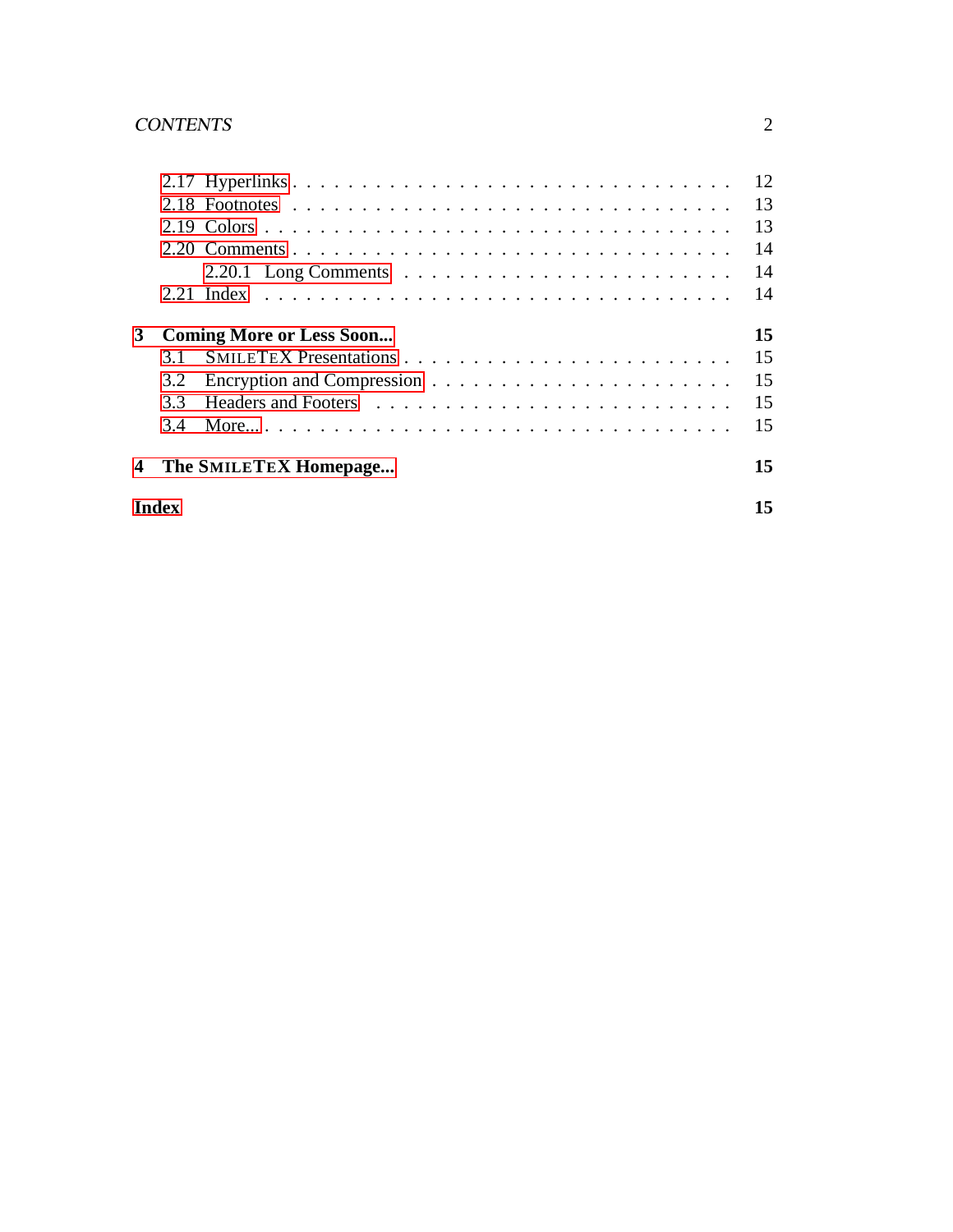2.17 Hyperlinks . . . . . . . . . . . . . . . . . . . . . . . . . . . . . . 12
2.18 Footnotes . . . . . . . . . . . . . . . . . . . . . . . . . . . . . . 13
2.19 Colors . . . . . . . . . . . . . . . . . . . . . . . . . . . . . . . 13
2.20 Comments . . . . . . . . . . . . . . . . . . . . . . . . . . . . . . 14
2.20.1 Long Comments . . . . . . . . . . . . . . . . . . . . . . . . 14
2.21 Index . . . . . . . . . . . . . . . . . . . . . . . . . . . . . . . . 14

**3 Coming More or Less Soon... 15**

3.1 SMILETEX Presentations . . . . . . . . . . . . . . . . . . . . . . . 15
3.2 Encryption and Compression . . . . . . . . . . . . . . . . . . . . . 15
3.3 Headers and Footers . . . . . . . . . . . . . . . . . . . . . . . . . 15
3.4 More... . . . . . . . . . . . . . . . . . . . . . . . . . . . . . . . . 15

**4 The SMILETEX Homepage... 15**

**Index 15**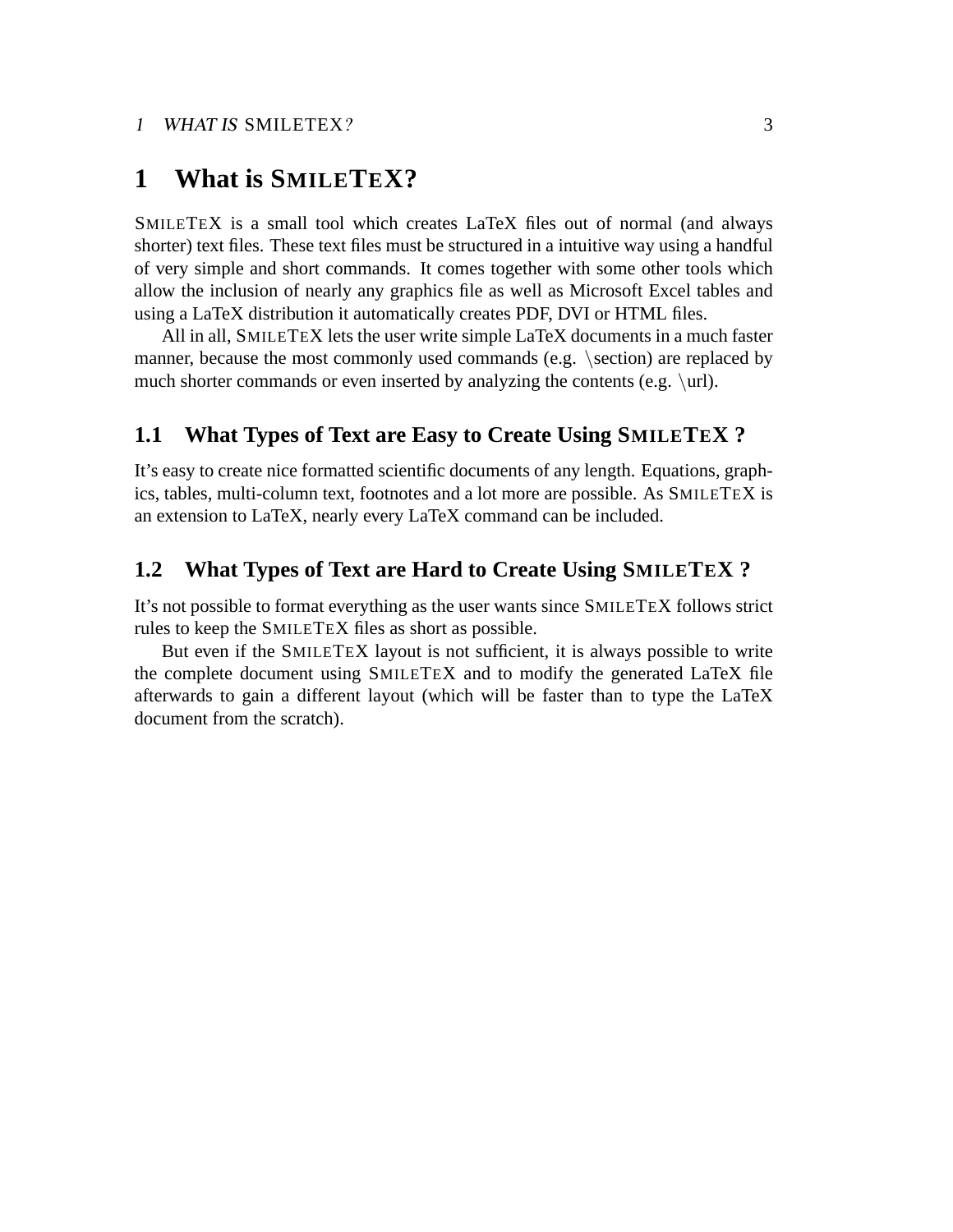# 1 What is SMILETEX?

SMILETEX is a small tool which creates LaTeX files out of normal (and always shorter) text files. These text files must be structured in a intuitive way using a handful of very simple and short commands. It comes together with some other tools which allow the inclusion of nearly any graphics file as well as Microsoft Excel tables and using a LaTeX distribution it automatically creates PDF, DVI or HTML files.

All in all, SMILETEX lets the user write simple LaTeX documents in a much faster manner, because the most commonly used commands (e.g. \section) are replaced by much shorter commands or even inserted by analyzing the contents (e.g. \url).

## 1.1 What Types of Text are Easy to Create Using SMILETEX ?

It's easy to create nice formatted scientific documents of any length. Equations, graphics, tables, multi-column text, footnotes and a lot more are possible. As SMILETEX is an extension to LaTeX, nearly every LaTeX command can be included.

## 1.2 What Types of Text are Hard to Create Using SMILETEX ?

It's not possible to format everything as the user wants since SMILETEX follows strict rules to keep the SMILETEX files as short as possible.

But even if the SMILETEX layout is not sufficient, it is always possible to write the complete document using SMILETEX and to modify the generated LaTeX file afterwards to gain a different layout (which will be faster than to type the LaTeX document from the scratch).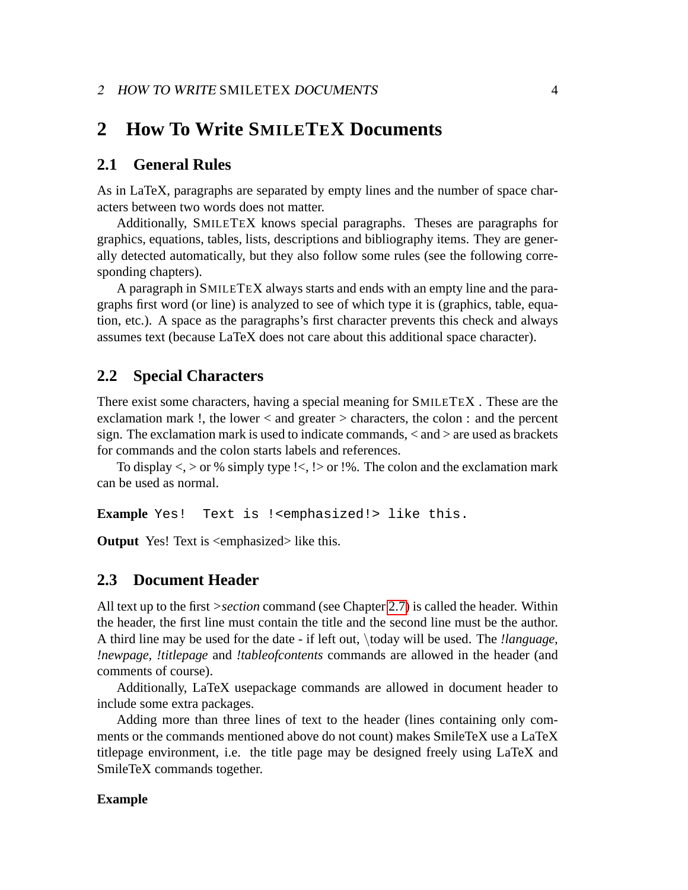## 2 How To Write SMILETEX Documents

### 2.1 General Rules

As in LaTeX, paragraphs are separated by empty lines and the number of space characters between two words does not matter.

Additionally, SMILETEX knows special paragraphs. Theses are paragraphs for graphics, equations, tables, lists, descriptions and bibliography items. They are generally detected automatically, but they also follow some rules (see the following corresponding chapters).

A paragraph in SMILETEX always starts and ends with an empty line and the paragraphs first word (or line) is analyzed to see of which type it is (graphics, table, equation, etc.). A space as the paragraphs's first character prevents this check and always assumes text (because LaTeX does not care about this additional space character).

### 2.2 Special Characters

There exist some characters, having a special meaning for SMILETEX . These are the exclamation mark !, the lower < and greater > characters, the colon : and the percent sign. The exclamation mark is used to indicate commands, < and > are used as brackets for commands and the colon starts labels and references.

To display <, > or % simply type !<, !> or !%. The colon and the exclamation mark can be used as normal.

**Example** `Yes!  Text is !<emphasized!> like this.`

**Output** Yes! Text is <emphasized> like this.

### 2.3 Document Header

All text up to the first >*section* command (see Chapter 2.7) is called the header. Within the header, the first line must contain the title and the second line must be the author. A third line may be used for the date - if left out, \today will be used. The *!language*, *!newpage*, *!titlepage* and *!tableofcontents* commands are allowed in the header (and comments of course).

Additionally, LaTeX usepackage commands are allowed in document header to include some extra packages.

Adding more than three lines of text to the header (lines containing only comments or the commands mentioned above do not count) makes SmileTeX use a LaTeX titlepage environment, i.e. the title page may be designed freely using LaTeX and SmileTeX commands together.

**Example**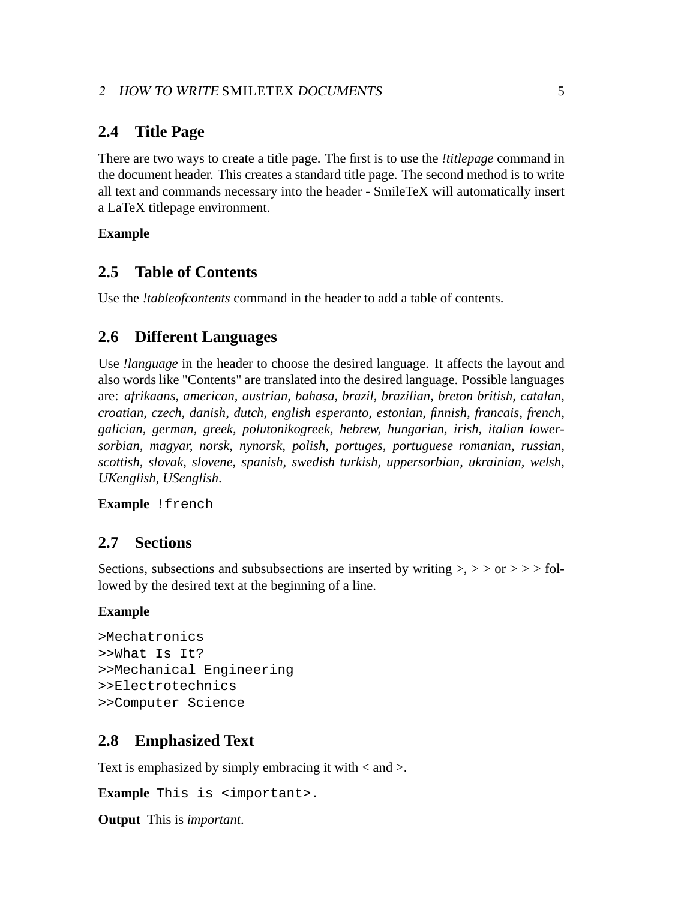## 2.4 Title Page

There are two ways to create a title page. The first is to use the *!titlepage* command in the document header. This creates a standard title page. The second method is to write all text and commands necessary into the header - SmileTeX will automatically insert a LaTeX titlepage environment.

**Example**

## 2.5 Table of Contents

Use the *!tableofcontents* command in the header to add a table of contents.

## 2.6 Different Languages

Use *!language* in the header to choose the desired language. It affects the layout and also words like "Contents" are translated into the desired language. Possible languages are: *afrikaans, american, austrian, bahasa, brazil, brazilian, breton british, catalan, croatian, czech, danish, dutch, english esperanto, estonian, finnish, francais, french, galician, german, greek, polutonikogreek, hebrew, hungarian, irish, italian lowersorbian, magyar, norsk, nynorsk, polish, portuges, portuguese romanian, russian, scottish, slovak, slovene, spanish, swedish turkish, uppersorbian, ukrainian, welsh, UKenglish, USenglish.*

**Example** `!french`

## 2.7 Sections

Sections, subsections and subsubsections are inserted by writing >, > > or > > > followed by the desired text at the beginning of a line.

**Example**

```
>Mechatronics
>>What Is It?
>>Mechanical Engineering
>>Electrotechnics
>>Computer Science
```

## 2.8 Emphasized Text

Text is emphasized by simply embracing it with < and >.

**Example** `This is <important>.`

**Output** This is *important*.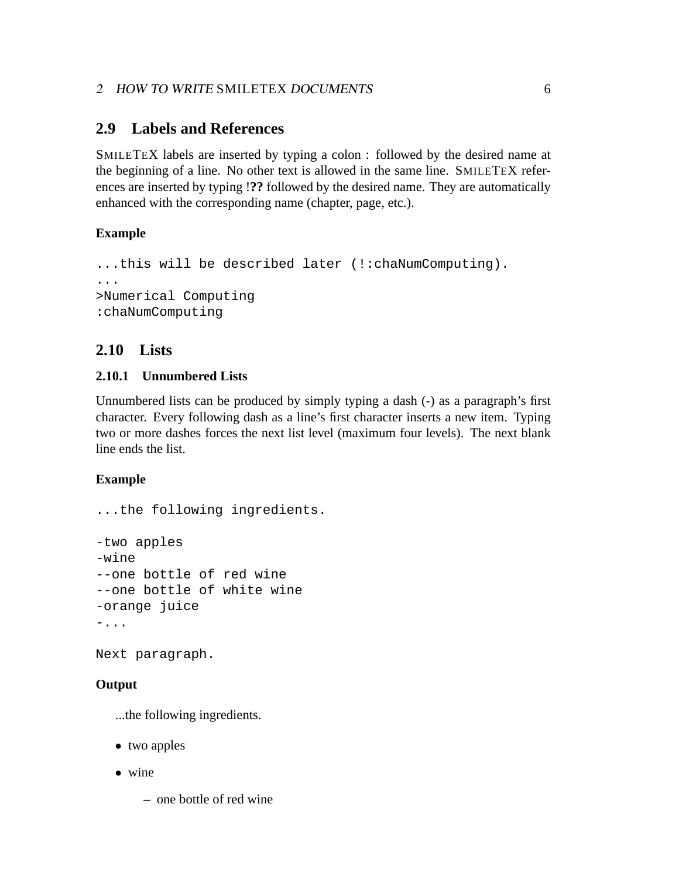## 2.9 Labels and References

SMILETEX labels are inserted by typing a colon : followed by the desired name at the beginning of a line. No other text is allowed in the same line. SMILETEX references are inserted by typing !**??** followed by the desired name. They are automatically enhanced with the corresponding name (chapter, page, etc.).

**Example**

```
...this will be described later (!:chaNumComputing).
...
>Numerical Computing
:chaNumComputing
```

## 2.10 Lists

### 2.10.1 Unnumbered Lists

Unnumbered lists can be produced by simply typing a dash (-) as a paragraph's first character. Every following dash as a line's first character inserts a new item. Typing two or more dashes forces the next list level (maximum four levels). The next blank line ends the list.

**Example**

```
...the following ingredients.

-two apples
-wine
--one bottle of red wine
--one bottle of white wine
-orange juice
-...

Next paragraph.
```

**Output**

...the following ingredients.

- two apples
- wine
  - one bottle of red wine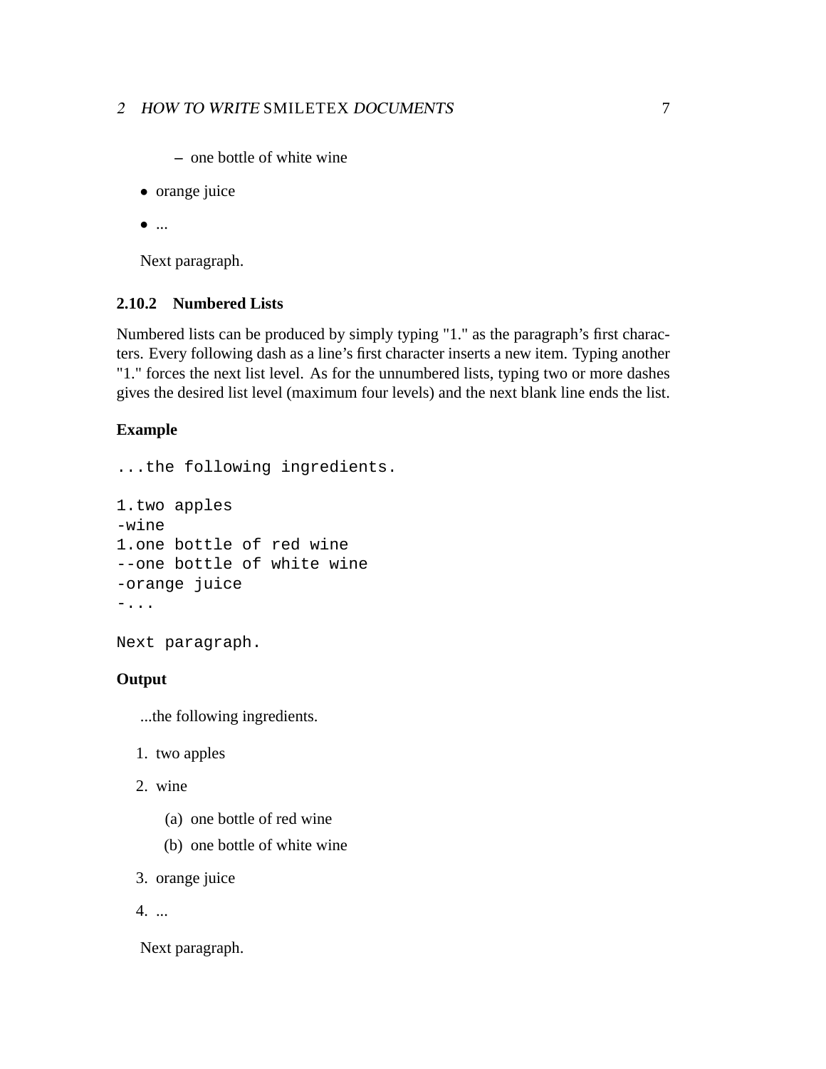- one bottle of white wine
- orange juice
- ...

Next paragraph.

### 2.10.2 Numbered Lists

Numbered lists can be produced by simply typing "1." as the paragraph's first characters. Every following dash as a line's first character inserts a new item. Typing another "1." forces the next list level. As for the unnumbered lists, typing two or more dashes gives the desired list level (maximum four levels) and the next blank line ends the list.

**Example**

```
...the following ingredients.

1.two apples
-wine
1.one bottle of red wine
--one bottle of white wine
-orange juice
-...

Next paragraph.
```

**Output**

...the following ingredients.

1. two apples
2. wine
   (a) one bottle of red wine
   (b) one bottle of white wine
3. orange juice
4. ...

Next paragraph.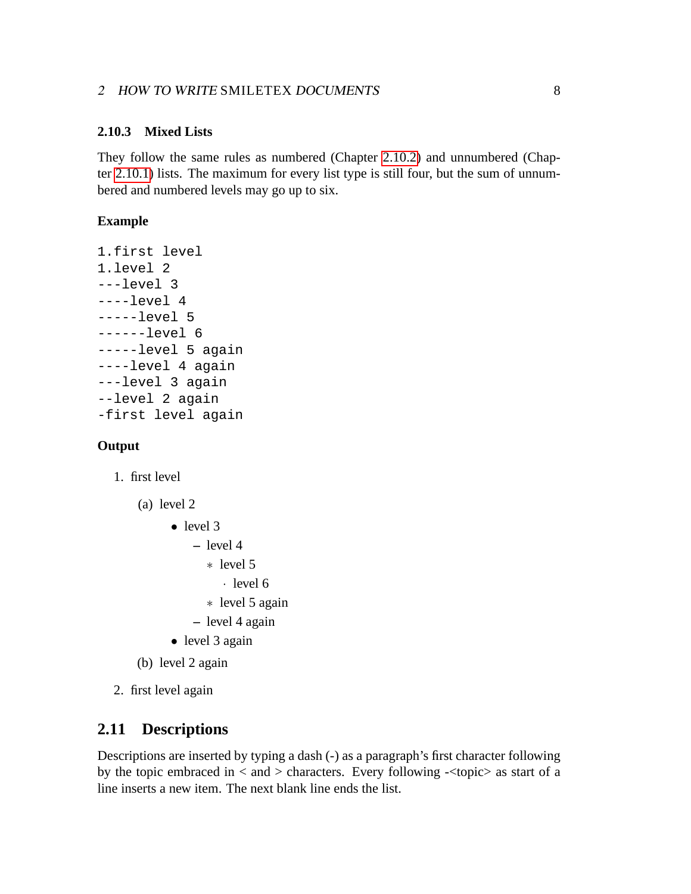### 2.10.3 Mixed Lists

They follow the same rules as numbered (Chapter 2.10.2) and unnumbered (Chapter 2.10.1) lists. The maximum for every list type is still four, but the sum of unnumbered and numbered levels may go up to six.

**Example**

```
1.first level
1.level 2
---level 3
----level 4
-----level 5
------level 6
-----level 5 again
----level 4 again
---level 3 again
--level 2 again
-first level again
```

**Output**

1. first level
    (a) level 2
        - level 3
            – level 4
                ∗ level 5
                    · level 6
                ∗ level 5 again
            – level 4 again
        - level 3 again

    (b) level 2 again
2. first level again

## 2.11 Descriptions

Descriptions are inserted by typing a dash (-) as a paragraph's first character following by the topic embraced in < and > characters. Every following -<topic> as start of a line inserts a new item. The next blank line ends the list.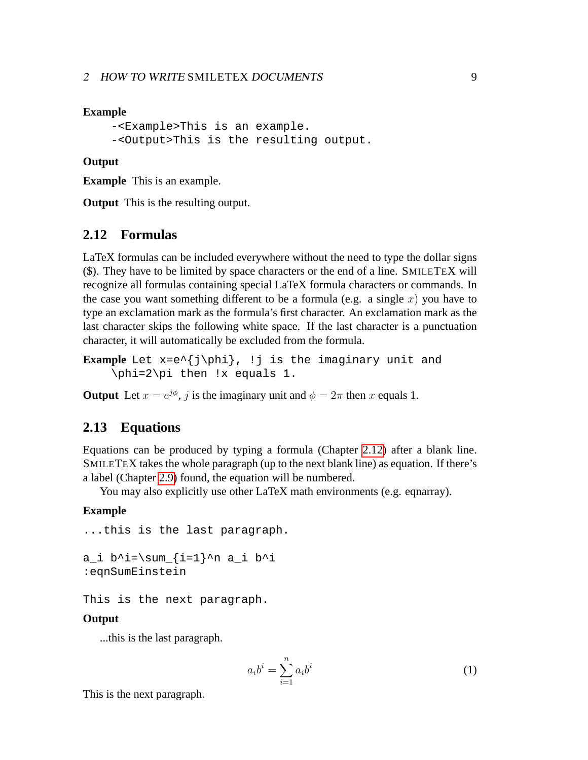**Example**

```
-<Example>This is an example.
-<Output>This is the resulting output.
```

**Output**

**Example** This is an example.

**Output** This is the resulting output.

## 2.12 Formulas

LaTeX formulas can be included everywhere without the need to type the dollar signs ($). They have to be limited by space characters or the end of a line. SMILETEX will recognize all formulas containing special LaTeX formula characters or commands. In the case you want something different to be a formula (e.g. a single $x$) you have to type an exclamation mark as the formula's first character. An exclamation mark as the last character skips the following white space. If the last character is a punctuation character, it will automatically be excluded from the formula.

**Example**
```
Let x=e^{j\phi}, !j is the imaginary unit and
\phi=2\pi then !x equals 1.
```

**Output** Let $x = e^{j\phi}$, $j$ is the imaginary unit and $\phi = 2\pi$ then $x$ equals 1.

## 2.13 Equations

Equations can be produced by typing a formula (Chapter 2.12) after a blank line. SMILETEX takes the whole paragraph (up to the next blank line) as equation. If there's a label (Chapter 2.9) found, the equation will be numbered.

You may also explicitly use other LaTeX math environments (e.g. eqnarray).

**Example**

```
...this is the last paragraph.

a_i b^i=\sum_{i=1}^n a_i b^i
:eqnSumEinstein

This is the next paragraph.
```

**Output**

...this is the last paragraph.

$$a_i b^i = \sum_{i=1}^{n} a_i b^i \tag{1}$$

This is the next paragraph.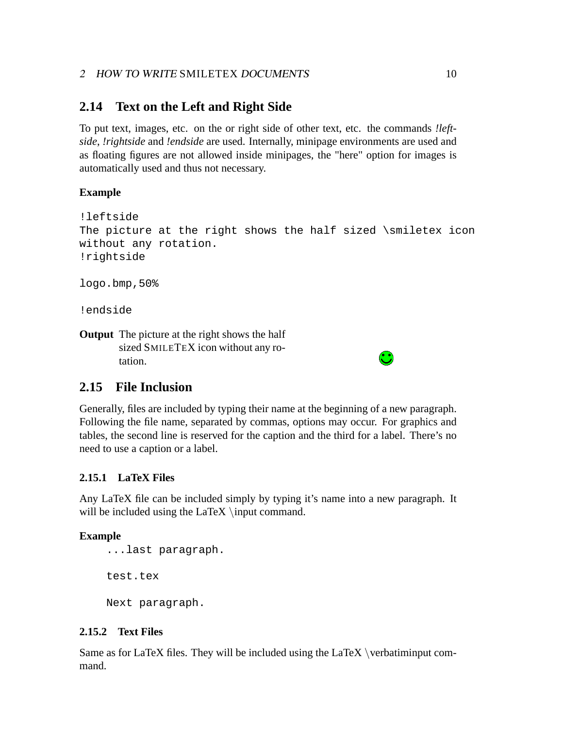## 2.14 Text on the Left and Right Side

To put text, images, etc. on the or right side of other text, etc. the commands *!leftside*, *!rightside* and *!endside* are used. Internally, minipage environments are used and as floating figures are not allowed inside minipages, the "here" option for images is automatically used and thus not necessary.

**Example**

```
!leftside
The picture at the right shows the half sized \smiletex icon
without any rotation.
!rightside

logo.bmp,50%

!endside
```

**Output** The picture at the right shows the half sized SMILETEX icon without any rotation.

## 2.15 File Inclusion

Generally, files are included by typing their name at the beginning of a new paragraph. Following the file name, separated by commas, options may occur. For graphics and tables, the second line is reserved for the caption and the third for a label. There's no need to use a caption or a label.

### 2.15.1 LaTeX Files

Any LaTeX file can be included simply by typing it's name into a new paragraph. It will be included using the LaTeX \input command.

**Example**

```
...last paragraph.

test.tex

Next paragraph.
```

### 2.15.2 Text Files

Same as for LaTeX files. They will be included using the LaTeX \verbatiminput command.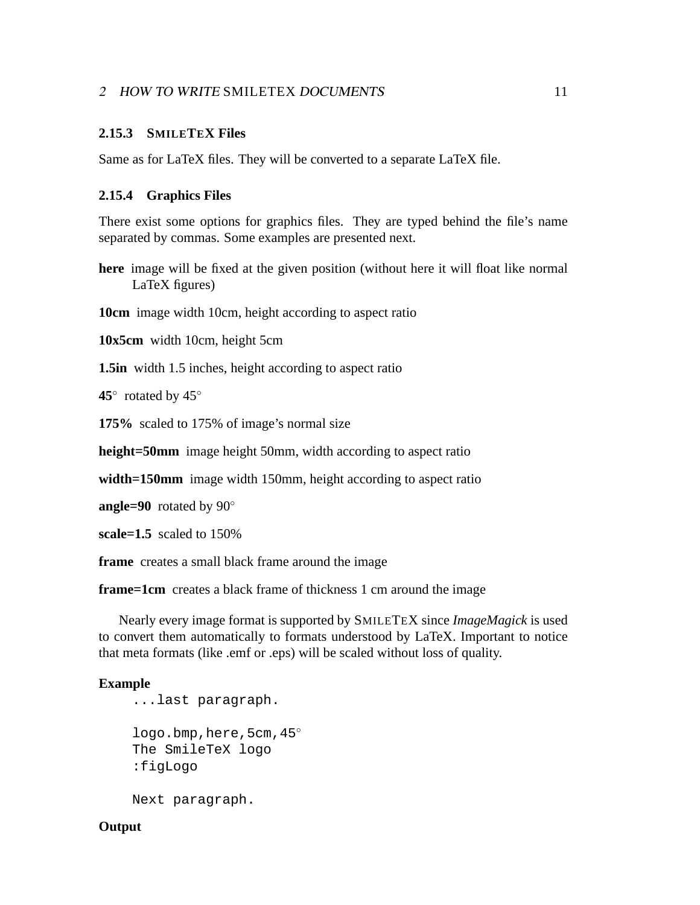### 2.15.3 SMILETEX Files

Same as for LaTeX files. They will be converted to a separate LaTeX file.

### 2.15.4 Graphics Files

There exist some options for graphics files. They are typed behind the file's name separated by commas. Some examples are presented next.

**here** image will be fixed at the given position (without here it will float like normal LaTeX figures)

**10cm** image width 10cm, height according to aspect ratio

**10x5cm** width 10cm, height 5cm

**1.5in** width 1.5 inches, height according to aspect ratio

**45°** rotated by 45°

**175%** scaled to 175% of image's normal size

**height=50mm** image height 50mm, width according to aspect ratio

**width=150mm** image width 150mm, height according to aspect ratio

**angle=90** rotated by 90°

**scale=1.5** scaled to 150%

**frame** creates a small black frame around the image

**frame=1cm** creates a black frame of thickness 1 cm around the image

Nearly every image format is supported by SMILETEX since *ImageMagick* is used to convert them automatically to formats understood by LaTeX. Important to notice that meta formats (like .emf or .eps) will be scaled without loss of quality.

**Example**

```
...last paragraph.

logo.bmp,here,5cm,45°
The SmileTeX logo
:figLogo

Next paragraph.
```

**Output**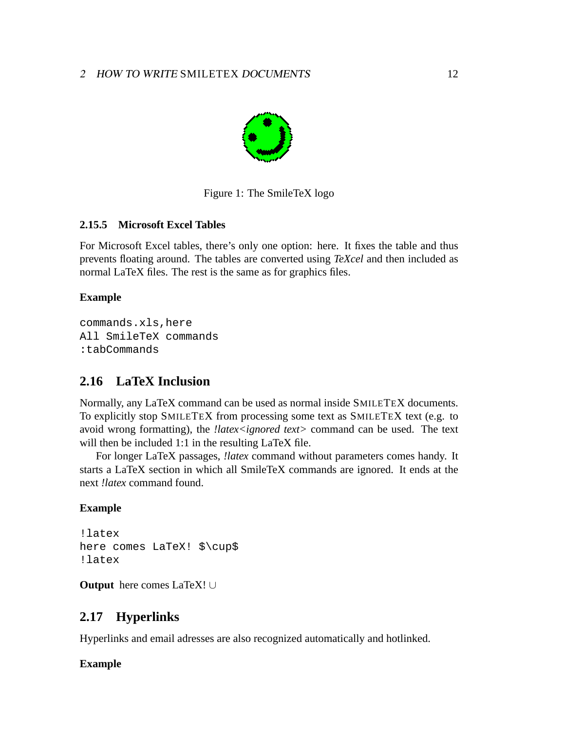Figure 1: The SmileTeX logo

#### 2.15.5 Microsoft Excel Tables

For Microsoft Excel tables, there's only one option: here. It fixes the table and thus prevents floating around. The tables are converted using *TeXcel* and then included as normal LaTeX files. The rest is the same as for graphics files.

**Example**

```
commands.xls,here
All SmileTeX commands
:tabCommands
```

## 2.16 LaTeX Inclusion

Normally, any LaTeX command can be used as normal inside SMILETEX documents. To explicitly stop SMILETEX from processing some text as SMILETEX text (e.g. to avoid wrong formatting), the *!latex<ignored text>* command can be used. The text will then be included 1:1 in the resulting LaTeX file.

For longer LaTeX passages, *!latex* command without parameters comes handy. It starts a LaTeX section in which all SmileTeX commands are ignored. It ends at the next *!latex* command found.

**Example**

```
!latex
here comes LaTeX! $\cup$
!latex
```

**Output** here comes LaTeX! $\cup$

## 2.17 Hyperlinks

Hyperlinks and email adresses are also recognized automatically and hotlinked.

**Example**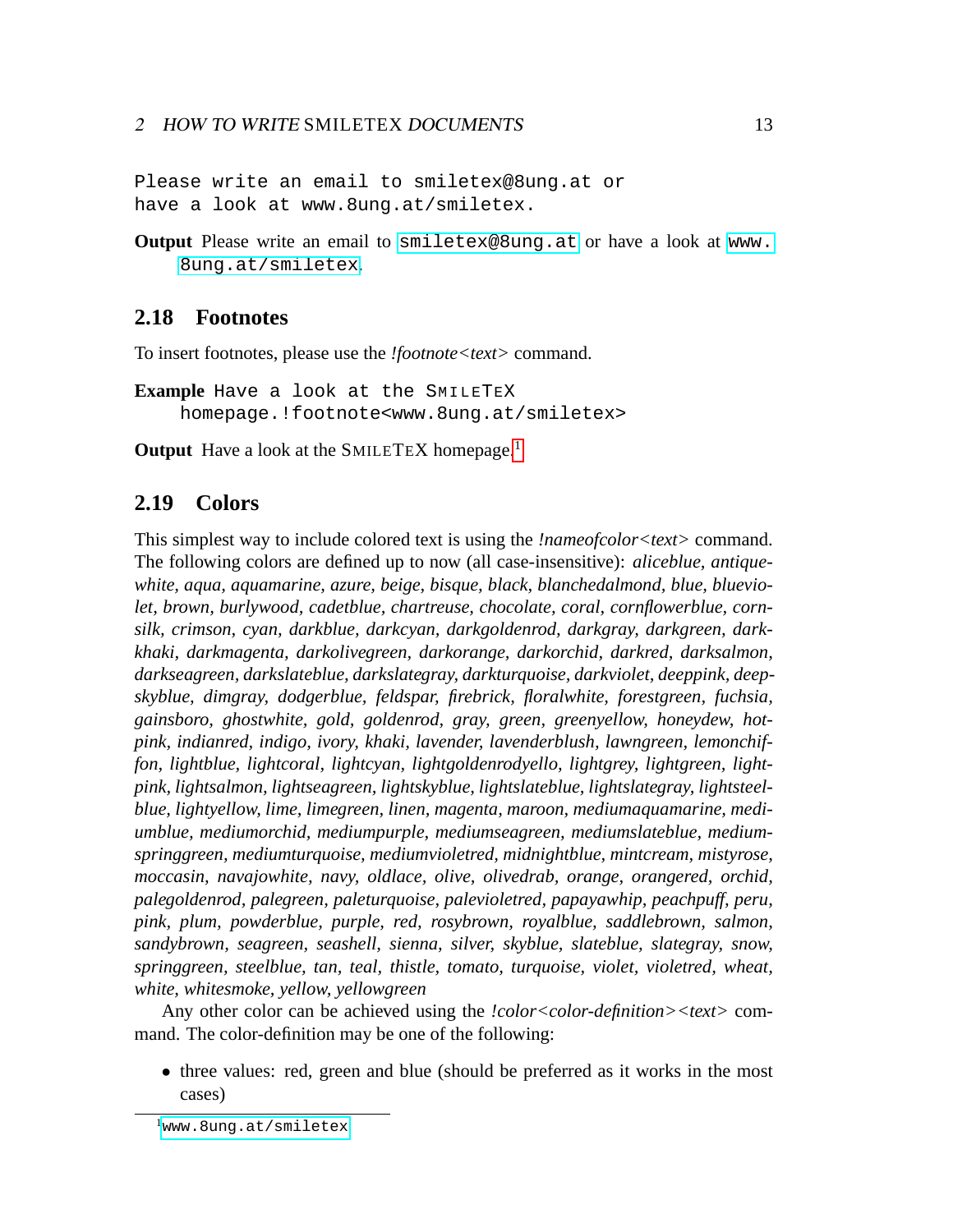```
Please write an email to smiletex@8ung.at or
have a look at www.8ung.at/smiletex.
```

**Output** Please write an email to `smiletex@8ung.at` or have a look at `www.8ung.at/smiletex`.

## 2.18 Footnotes

To insert footnotes, please use the *!footnote<text>* command.

**Example** `Have a look at the SMILETEX homepage.!footnote<www.8ung.at/smiletex>`

**Output** Have a look at the SMILETEX homepage.[1]

## 2.19 Colors

This simplest way to include colored text is using the *!nameofcolor<text>* command. The following colors are defined up to now (all case-insensitive): *aliceblue, antiquewhite, aqua, aquamarine, azure, beige, bisque, black, blanchedalmond, blue, blueviolet, brown, burlywood, cadetblue, chartreuse, chocolate, coral, cornflowerblue, cornsilk, crimson, cyan, darkblue, darkcyan, darkgoldenrod, darkgray, darkgreen, darkkhaki, darkmagenta, darkolivegreen, darkorange, darkorchid, darkred, darksalmon, darkseagreen, darkslateblue, darkslategray, darkturquoise, darkviolet, deeppink, deepskyblue, dimgray, dodgerblue, feldspar, firebrick, floralwhite, forestgreen, fuchsia, gainsboro, ghostwhite, gold, goldenrod, gray, green, greenyellow, honeydew, hotpink, indianred, indigo, ivory, khaki, lavender, lavenderblush, lawngreen, lemonchiffon, lightblue, lightcoral, lightcyan, lightgoldenrodyello, lightgrey, lightgreen, lightpink, lightsalmon, lightseagreen, lightskyblue, lightslateblue, lightslategray, lightsteelblue, lightyellow, lime, limegreen, linen, magenta, maroon, mediumaquamarine, mediumblue, mediumorchid, mediumpurple, mediumseagreen, mediumslateblue, mediumspringgreen, mediumturquoise, mediumvioletred, midnightblue, mintcream, mistyrose, moccasin, navajowhite, navy, oldlace, olive, olivedrab, orange, orangered, orchid, palegoldenrod, palegreen, paleturquoise, palevioletred, papayawhip, peachpuff, peru, pink, plum, powderblue, purple, red, rosybrown, royalblue, saddlebrown, salmon, sandybrown, seagreen, seashell, sienna, silver, skyblue, slateblue, slategray, snow, springgreen, steelblue, tan, teal, thistle, tomato, turquoise, violet, violetred, wheat, white, whitesmoke, yellow, yellowgreen*

Any other color can be achieved using the *!color<color-definition><text>* command. The color-definition may be one of the following:

- three values: red, green and blue (should be preferred as it works in the most cases)

[1] `www.8ung.at/smiletex`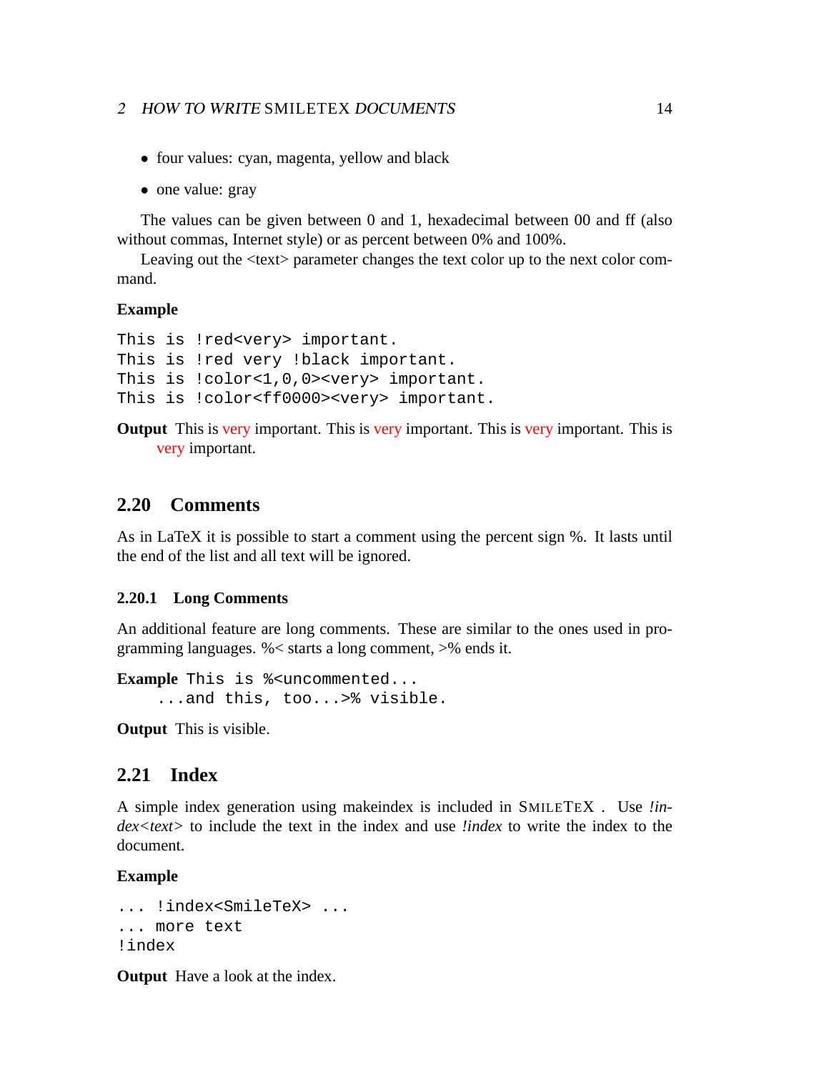- four values: cyan, magenta, yellow and black
- one value: gray

The values can be given between 0 and 1, hexadecimal between 00 and ff (also without commas, Internet style) or as percent between 0% and 100%.

Leaving out the <text> parameter changes the text color up to the next color command.

**Example**

```
This is !red<very> important.
This is !red very !black important.
This is !color<1,0,0><very> important.
This is !color<ff0000><very> important.
```

**Output** This is very important. This is very important. This is very important. This is very important.

## 2.20 Comments

As in LaTeX it is possible to start a comment using the percent sign %. It lasts until the end of the list and all text will be ignored.

### 2.20.1 Long Comments

An additional feature are long comments. These are similar to the ones used in programming languages. %< starts a long comment, >% ends it.

**Example**
```
This is %<uncommented...
    ...and this, too...>% visible.
```

**Output** This is visible.

## 2.21 Index

A simple index generation using makeindex is included in SMILETEX . Use *!index<text>* to include the text in the index and use *!index* to write the index to the document.

**Example**

```
... !index<SmileTeX> ...
... more text
!index
```

**Output** Have a look at the index.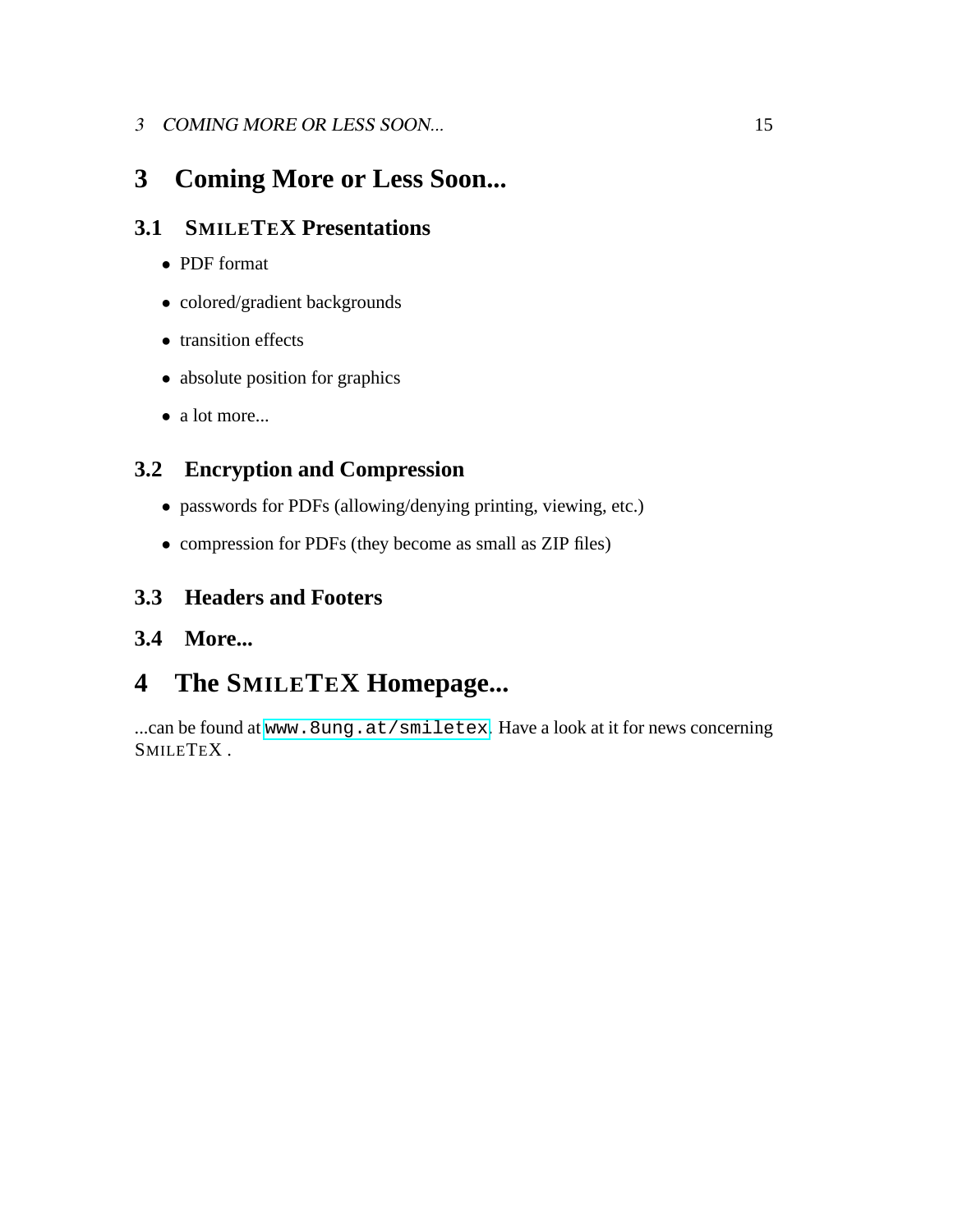# 3 Coming More or Less Soon...

## 3.1 SMILETEX Presentations

- PDF format
- colored/gradient backgrounds
- transition effects
- absolute position for graphics
- a lot more...

## 3.2 Encryption and Compression

- passwords for PDFs (allowing/denying printing, viewing, etc.)
- compression for PDFs (they become as small as ZIP files)

## 3.3 Headers and Footers

## 3.4 More...

# 4 The SMILETEX Homepage...

...can be found at `www.8ung.at/smiletex`. Have a look at it for news concerning SMILETEX .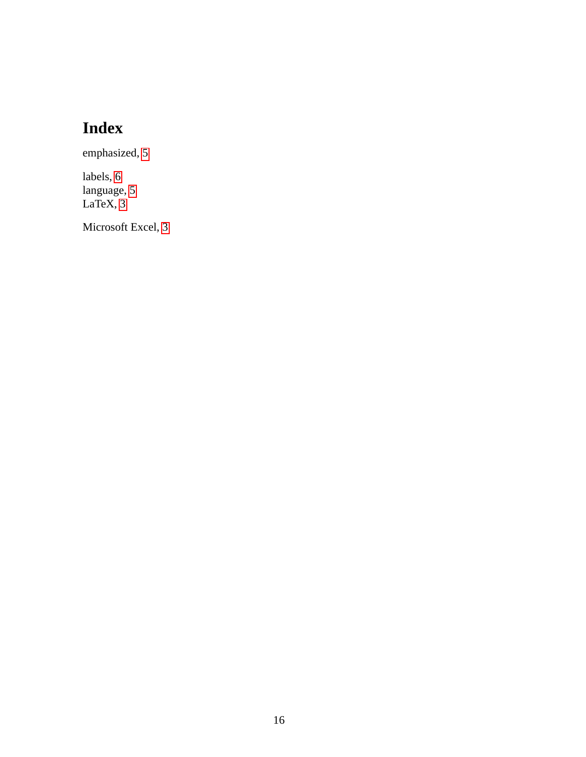# Index

emphasized, 5

labels, 6
language, 5
LaTeX, 3

Microsoft Excel, 3